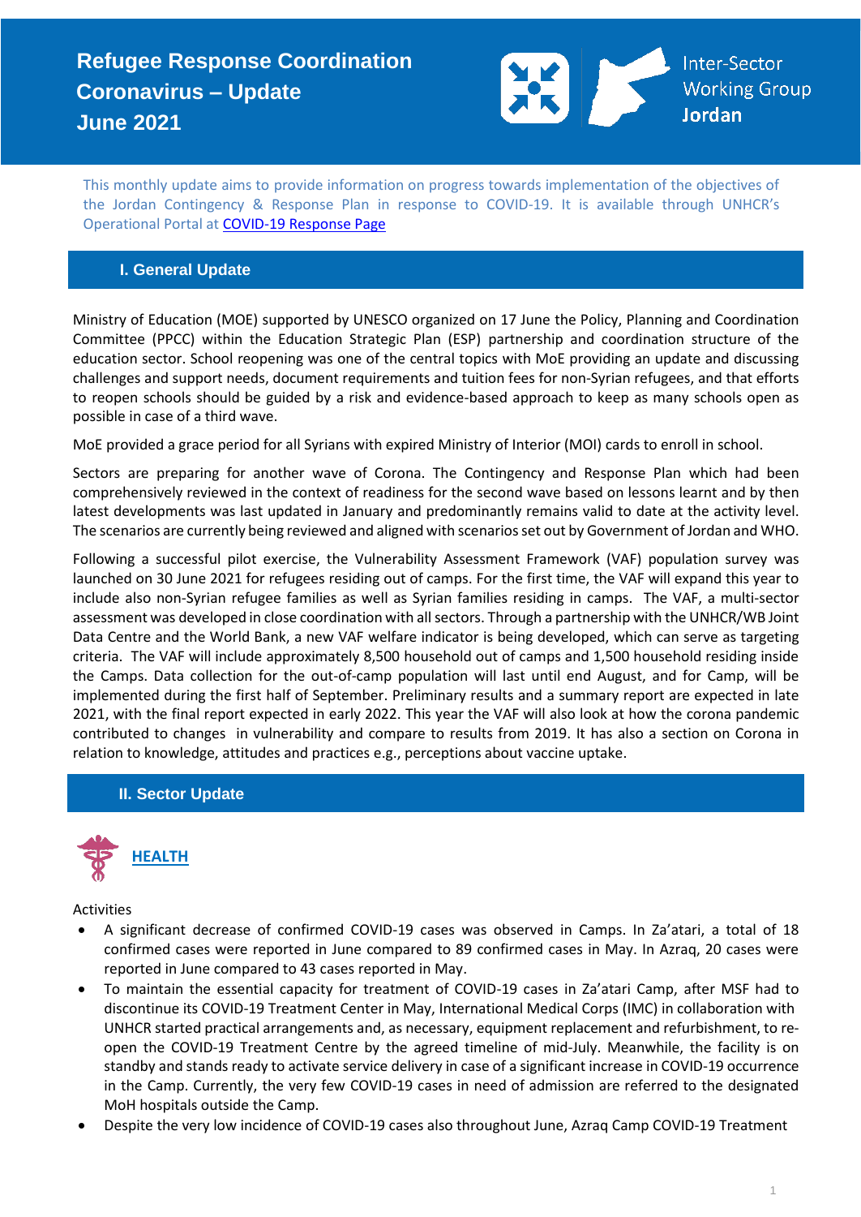# Refugee Response Coordination Coronavirus – Update June 2021

Inter-Sector Working Group **Jordan**

This monthly update aims to provide information on progress towards implementation of the objectives of the Jordan Contingency & Response Plan in response to COVID-19. It is available through UNHCR's Operational Portal at [COVID-19 Response Page](#)

## I. General Update

Ministry of Education (MOE) supported by UNESCO organized on 17 June the Policy, Planning and Coordination Committee (PPCC) within the Education Strategic Plan (ESP) partnership and coordination structure of the education sector. School reopening was one of the central topics with MoE providing an update and discussing challenges and support needs, document requirements and tuition fees for non-Syrian refugees, and that efforts to reopen schools should be guided by a risk and evidence-based approach to keep as many schools open as possible in case of a third wave.

MoE provided a grace period for all Syrians with expired Ministry of Interior (MOI) cards to enroll in school.

Sectors are preparing for another wave of Corona. The Contingency and Response Plan which had been comprehensively reviewed in the context of readiness for the second wave based on lessons learnt and by then latest developments was last updated in January and predominantly remains valid to date at the activity level. The scenarios are currently being reviewed and aligned with scenarios set out by Government of Jordan and WHO.

Following a successful pilot exercise, the Vulnerability Assessment Framework (VAF) population survey was launched on 30 June 2021 for refugees residing out of camps. For the first time, the VAF will expand this year to include also non-Syrian refugee families as well as Syrian families residing in camps. The VAF, a multi-sector assessment was developed in close coordination with all sectors. Through a partnership with the UNHCR/WB Joint Data Centre and the World Bank, a new VAF welfare indicator is being developed, which can serve as targeting criteria. The VAF will include approximately 8,500 household out of camps and 1,500 household residing inside the Camps. Data collection for the out-of-camp population will last until end August, and for Camp, will be implemented during the first half of September. Preliminary results and a summary report are expected in late 2021, with the final report expected in early 2022. This year the VAF will also look at how the corona pandemic contributed to changes in vulnerability and compare to results from 2019. It has also a section on Corona in relation to knowledge, attitudes and practices e.g., perceptions about vaccine uptake.

## II. Sector Update

### HEALTH

Activities

- A significant decrease of confirmed COVID-19 cases was observed in Camps. In Za'atari, a total of 18 confirmed cases were reported in June compared to 89 confirmed cases in May. In Azraq, 20 cases were reported in June compared to 43 cases reported in May.
- To maintain the essential capacity for treatment of COVID-19 cases in Za'atari Camp, after MSF had to discontinue its COVID-19 Treatment Center in May, International Medical Corps (IMC) in collaboration with UNHCR started practical arrangements and, as necessary, equipment replacement and refurbishment, to re-open the COVID-19 Treatment Centre by the agreed timeline of mid-July. Meanwhile, the facility is on standby and stands ready to activate service delivery in case of a significant increase in COVID-19 occurrence in the Camp. Currently, the very few COVID-19 cases in need of admission are referred to the designated MoH hospitals outside the Camp.
- Despite the very low incidence of COVID-19 cases also throughout June, Azraq Camp COVID-19 Treatment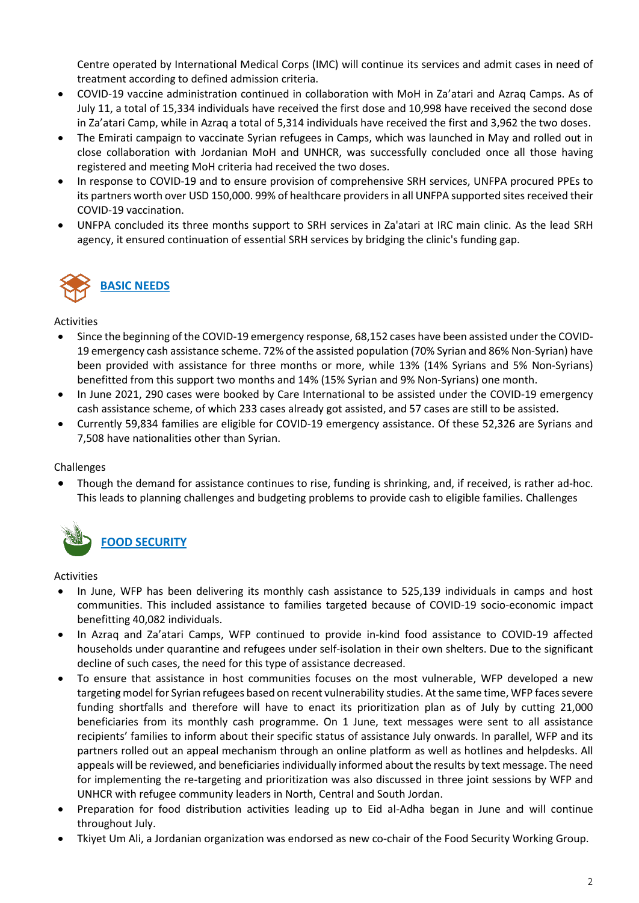Centre operated by International Medical Corps (IMC) will continue its services and admit cases in need of treatment according to defined admission criteria.

- COVID-19 vaccine administration continued in collaboration with MoH in Za'atari and Azraq Camps. As of July 11, a total of 15,334 individuals have received the first dose and 10,998 have received the second dose in Za'atari Camp, while in Azraq a total of 5,314 individuals have received the first and 3,962 the two doses.
- The Emirati campaign to vaccinate Syrian refugees in Camps, which was launched in May and rolled out in close collaboration with Jordanian MoH and UNHCR, was successfully concluded once all those having registered and meeting MoH criteria had received the two doses.
- In response to COVID-19 and to ensure provision of comprehensive SRH services, UNFPA procured PPEs to its partners worth over USD 150,000. 99% of healthcare providers in all UNFPA supported sites received their COVID-19 vaccination.
- UNFPA concluded its three months support to SRH services in Za'atari at IRC main clinic. As the lead SRH agency, it ensured continuation of essential SRH services by bridging the clinic's funding gap.

## BASIC NEEDS

Activities

- Since the beginning of the COVID-19 emergency response, 68,152 cases have been assisted under the COVID-19 emergency cash assistance scheme. 72% of the assisted population (70% Syrian and 86% Non-Syrian) have been provided with assistance for three months or more, while 13% (14% Syrians and 5% Non-Syrians) benefitted from this support two months and 14% (15% Syrian and 9% Non-Syrians) one month.
- In June 2021, 290 cases were booked by Care International to be assisted under the COVID-19 emergency cash assistance scheme, of which 233 cases already got assisted, and 57 cases are still to be assisted.
- Currently 59,834 families are eligible for COVID-19 emergency assistance. Of these 52,326 are Syrians and 7,508 have nationalities other than Syrian.

Challenges

- Though the demand for assistance continues to rise, funding is shrinking, and, if received, is rather ad-hoc. This leads to planning challenges and budgeting problems to provide cash to eligible families. Challenges

## FOOD SECURITY

Activities

- In June, WFP has been delivering its monthly cash assistance to 525,139 individuals in camps and host communities. This included assistance to families targeted because of COVID-19 socio-economic impact benefitting 40,082 individuals.
- In Azraq and Za'atari Camps, WFP continued to provide in-kind food assistance to COVID-19 affected households under quarantine and refugees under self-isolation in their own shelters. Due to the significant decline of such cases, the need for this type of assistance decreased.
- To ensure that assistance in host communities focuses on the most vulnerable, WFP developed a new targeting model for Syrian refugees based on recent vulnerability studies. At the same time, WFP faces severe funding shortfalls and therefore will have to enact its prioritization plan as of July by cutting 21,000 beneficiaries from its monthly cash programme. On 1 June, text messages were sent to all assistance recipients' families to inform about their specific status of assistance July onwards. In parallel, WFP and its partners rolled out an appeal mechanism through an online platform as well as hotlines and helpdesks. All appeals will be reviewed, and beneficiaries individually informed about the results by text message. The need for implementing the re-targeting and prioritization was also discussed in three joint sessions by WFP and UNHCR with refugee community leaders in North, Central and South Jordan.
- Preparation for food distribution activities leading up to Eid al-Adha began in June and will continue throughout July.
- Tkiyet Um Ali, a Jordanian organization was endorsed as new co-chair of the Food Security Working Group.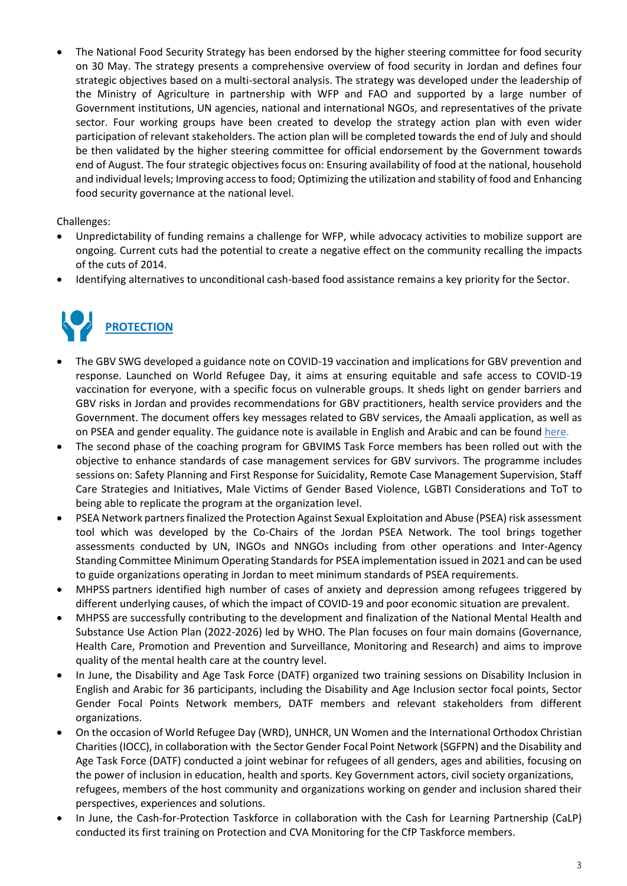- The National Food Security Strategy has been endorsed by the higher steering committee for food security on 30 May. The strategy presents a comprehensive overview of food security in Jordan and defines four strategic objectives based on a multi-sectoral analysis. The strategy was developed under the leadership of the Ministry of Agriculture in partnership with WFP and FAO and supported by a large number of Government institutions, UN agencies, national and international NGOs, and representatives of the private sector. Four working groups have been created to develop the strategy action plan with even wider participation of relevant stakeholders. The action plan will be completed towards the end of July and should be then validated by the higher steering committee for official endorsement by the Government towards end of August. The four strategic objectives focus on: Ensuring availability of food at the national, household and individual levels; Improving access to food; Optimizing the utilization and stability of food and Enhancing food security governance at the national level.

Challenges:

- Unpredictability of funding remains a challenge for WFP, while advocacy activities to mobilize support are ongoing. Current cuts had the potential to create a negative effect on the community recalling the impacts of the cuts of 2014.
- Identifying alternatives to unconditional cash-based food assistance remains a key priority for the Sector.

## PROTECTION

- The GBV SWG developed a guidance note on COVID-19 vaccination and implications for GBV prevention and response. Launched on World Refugee Day, it aims at ensuring equitable and safe access to COVID-19 vaccination for everyone, with a specific focus on vulnerable groups. It sheds light on gender barriers and GBV risks in Jordan and provides recommendations for GBV practitioners, health service providers and the Government. The document offers key messages related to GBV services, the Amaali application, as well as on PSEA and gender equality. The guidance note is available in English and Arabic and can be found here.
- The second phase of the coaching program for GBVIMS Task Force members has been rolled out with the objective to enhance standards of case management services for GBV survivors. The programme includes sessions on: Safety Planning and First Response for Suicidality, Remote Case Management Supervision, Staff Care Strategies and Initiatives, Male Victims of Gender Based Violence, LGBTI Considerations and ToT to being able to replicate the program at the organization level.
- PSEA Network partners finalized the Protection Against Sexual Exploitation and Abuse (PSEA) risk assessment tool which was developed by the Co-Chairs of the Jordan PSEA Network. The tool brings together assessments conducted by UN, INGOs and NNGOs including from other operations and Inter-Agency Standing Committee Minimum Operating Standards for PSEA implementation issued in 2021 and can be used to guide organizations operating in Jordan to meet minimum standards of PSEA requirements.
- MHPSS partners identified high number of cases of anxiety and depression among refugees triggered by different underlying causes, of which the impact of COVID-19 and poor economic situation are prevalent.
- MHPSS are successfully contributing to the development and finalization of the National Mental Health and Substance Use Action Plan (2022-2026) led by WHO. The Plan focuses on four main domains (Governance, Health Care, Promotion and Prevention and Surveillance, Monitoring and Research) and aims to improve quality of the mental health care at the country level.
- In June, the Disability and Age Task Force (DATF) organized two training sessions on Disability Inclusion in English and Arabic for 36 participants, including the Disability and Age Inclusion sector focal points, Sector Gender Focal Points Network members, DATF members and relevant stakeholders from different organizations.
- On the occasion of World Refugee Day (WRD), UNHCR, UN Women and the International Orthodox Christian Charities (IOCC), in collaboration with the Sector Gender Focal Point Network (SGFPN) and the Disability and Age Task Force (DATF) conducted a joint webinar for refugees of all genders, ages and abilities, focusing on the power of inclusion in education, health and sports. Key Government actors, civil society organizations, refugees, members of the host community and organizations working on gender and inclusion shared their perspectives, experiences and solutions.
- In June, the Cash-for-Protection Taskforce in collaboration with the Cash for Learning Partnership (CaLP) conducted its first training on Protection and CVA Monitoring for the CfP Taskforce members.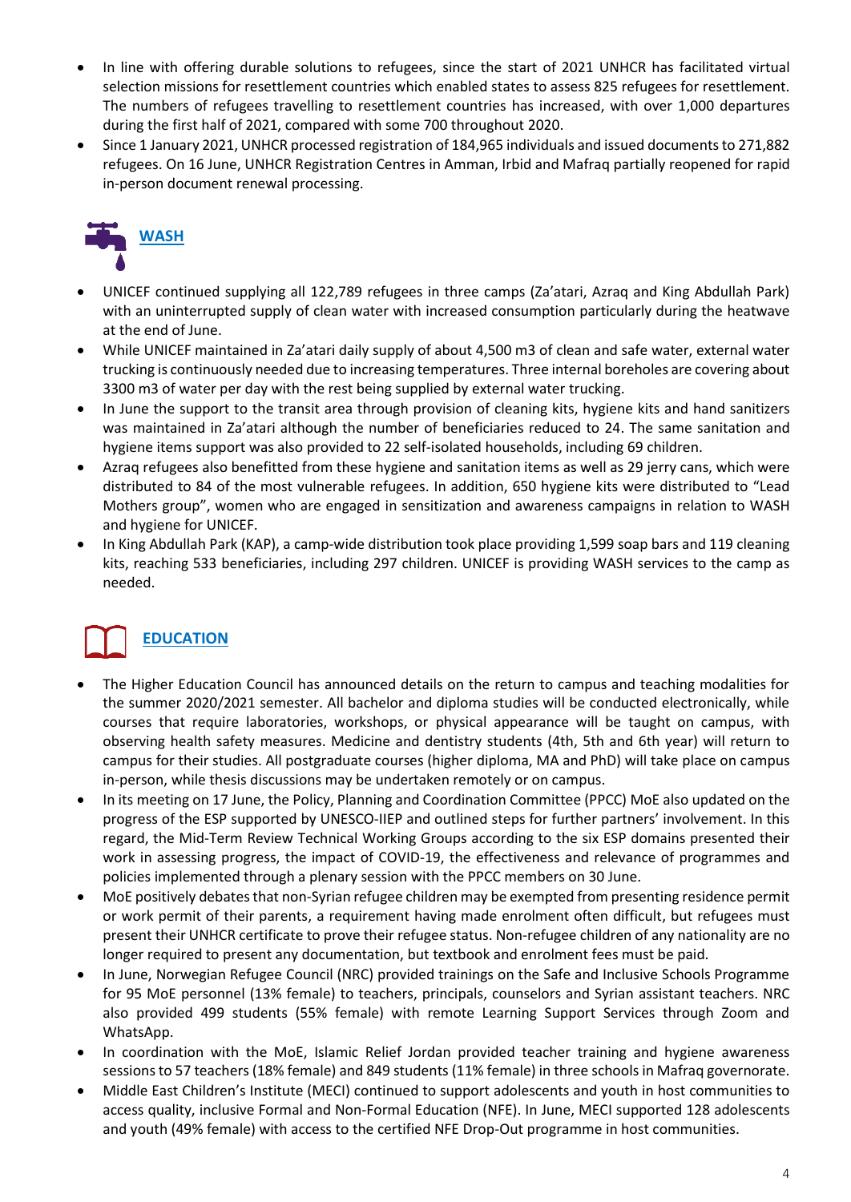- In line with offering durable solutions to refugees, since the start of 2021 UNHCR has facilitated virtual selection missions for resettlement countries which enabled states to assess 825 refugees for resettlement. The numbers of refugees travelling to resettlement countries has increased, with over 1,000 departures during the first half of 2021, compared with some 700 throughout 2020.
- Since 1 January 2021, UNHCR processed registration of 184,965 individuals and issued documents to 271,882 refugees. On 16 June, UNHCR Registration Centres in Amman, Irbid and Mafraq partially reopened for rapid in-person document renewal processing.

## WASH

- UNICEF continued supplying all 122,789 refugees in three camps (Za'atari, Azraq and King Abdullah Park) with an uninterrupted supply of clean water with increased consumption particularly during the heatwave at the end of June.
- While UNICEF maintained in Za'atari daily supply of about 4,500 m3 of clean and safe water, external water trucking is continuously needed due to increasing temperatures. Three internal boreholes are covering about 3300 m3 of water per day with the rest being supplied by external water trucking.
- In June the support to the transit area through provision of cleaning kits, hygiene kits and hand sanitizers was maintained in Za'atari although the number of beneficiaries reduced to 24. The same sanitation and hygiene items support was also provided to 22 self-isolated households, including 69 children.
- Azraq refugees also benefitted from these hygiene and sanitation items as well as 29 jerry cans, which were distributed to 84 of the most vulnerable refugees. In addition, 650 hygiene kits were distributed to "Lead Mothers group", women who are engaged in sensitization and awareness campaigns in relation to WASH and hygiene for UNICEF.
- In King Abdullah Park (KAP), a camp-wide distribution took place providing 1,599 soap bars and 119 cleaning kits, reaching 533 beneficiaries, including 297 children. UNICEF is providing WASH services to the camp as needed.

## EDUCATION

- The Higher Education Council has announced details on the return to campus and teaching modalities for the summer 2020/2021 semester. All bachelor and diploma studies will be conducted electronically, while courses that require laboratories, workshops, or physical appearance will be taught on campus, with observing health safety measures. Medicine and dentistry students (4th, 5th and 6th year) will return to campus for their studies. All postgraduate courses (higher diploma, MA and PhD) will take place on campus in-person, while thesis discussions may be undertaken remotely or on campus.
- In its meeting on 17 June, the Policy, Planning and Coordination Committee (PPCC) MoE also updated on the progress of the ESP supported by UNESCO-IIEP and outlined steps for further partners' involvement. In this regard, the Mid-Term Review Technical Working Groups according to the six ESP domains presented their work in assessing progress, the impact of COVID-19, the effectiveness and relevance of programmes and policies implemented through a plenary session with the PPCC members on 30 June.
- MoE positively debates that non-Syrian refugee children may be exempted from presenting residence permit or work permit of their parents, a requirement having made enrolment often difficult, but refugees must present their UNHCR certificate to prove their refugee status. Non-refugee children of any nationality are no longer required to present any documentation, but textbook and enrolment fees must be paid.
- In June, Norwegian Refugee Council (NRC) provided trainings on the Safe and Inclusive Schools Programme for 95 MoE personnel (13% female) to teachers, principals, counselors and Syrian assistant teachers. NRC also provided 499 students (55% female) with remote Learning Support Services through Zoom and WhatsApp.
- In coordination with the MoE, Islamic Relief Jordan provided teacher training and hygiene awareness sessions to 57 teachers (18% female) and 849 students (11% female) in three schools in Mafraq governorate.
- Middle East Children's Institute (MECI) continued to support adolescents and youth in host communities to access quality, inclusive Formal and Non-Formal Education (NFE). In June, MECI supported 128 adolescents and youth (49% female) with access to the certified NFE Drop-Out programme in host communities.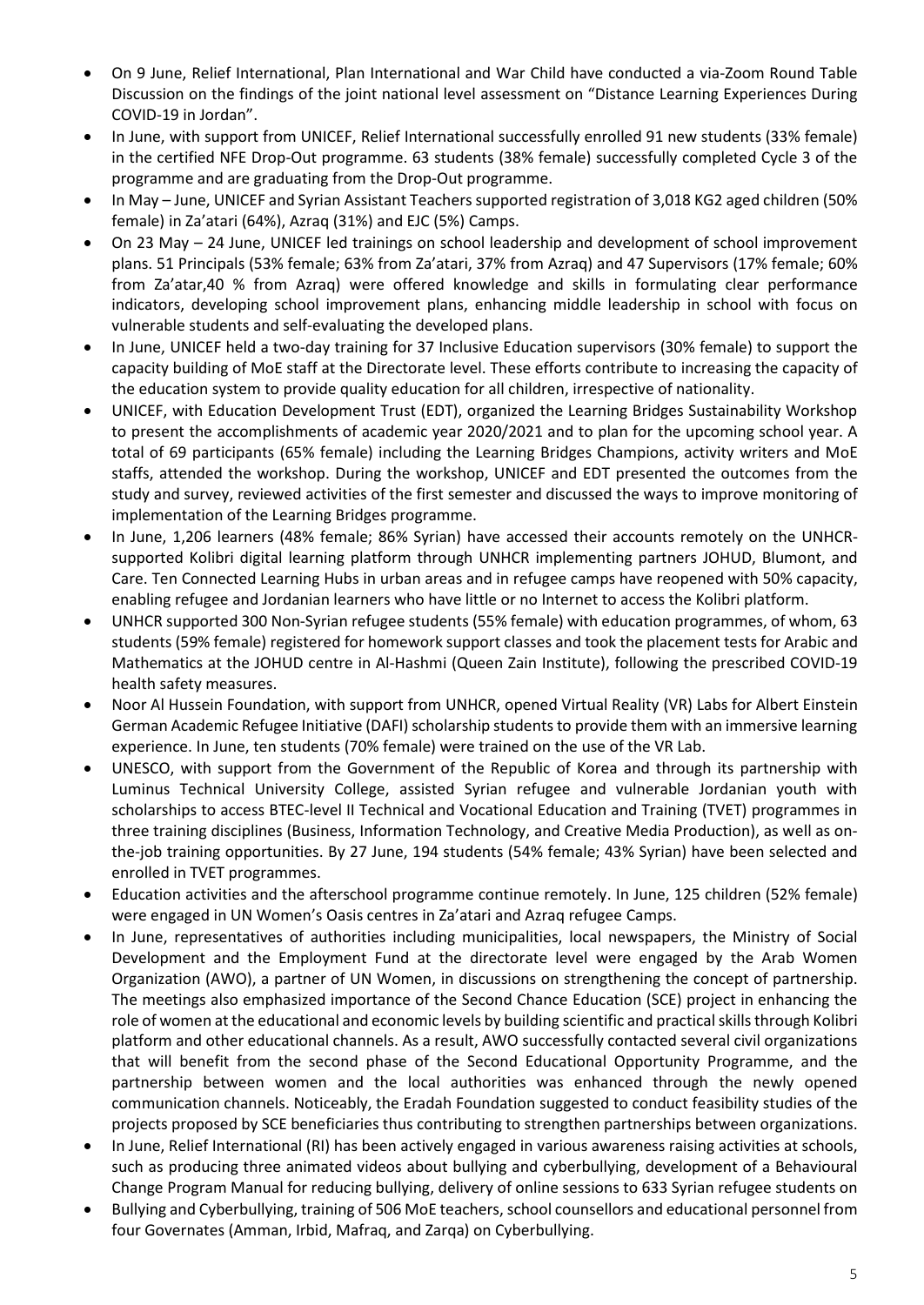- On 9 June, Relief International, Plan International and War Child have conducted a via-Zoom Round Table Discussion on the findings of the joint national level assessment on "Distance Learning Experiences During COVID-19 in Jordan".
- In June, with support from UNICEF, Relief International successfully enrolled 91 new students (33% female) in the certified NFE Drop-Out programme. 63 students (38% female) successfully completed Cycle 3 of the programme and are graduating from the Drop-Out programme.
- In May – June, UNICEF and Syrian Assistant Teachers supported registration of 3,018 KG2 aged children (50% female) in Za'atari (64%), Azraq (31%) and EJC (5%) Camps.
- On 23 May – 24 June, UNICEF led trainings on school leadership and development of school improvement plans. 51 Principals (53% female; 63% from Za'atari, 37% from Azraq) and 47 Supervisors (17% female; 60% from Za'atar,40 % from Azraq) were offered knowledge and skills in formulating clear performance indicators, developing school improvement plans, enhancing middle leadership in school with focus on vulnerable students and self-evaluating the developed plans.
- In June, UNICEF held a two-day training for 37 Inclusive Education supervisors (30% female) to support the capacity building of MoE staff at the Directorate level. These efforts contribute to increasing the capacity of the education system to provide quality education for all children, irrespective of nationality.
- UNICEF, with Education Development Trust (EDT), organized the Learning Bridges Sustainability Workshop to present the accomplishments of academic year 2020/2021 and to plan for the upcoming school year. A total of 69 participants (65% female) including the Learning Bridges Champions, activity writers and MoE staffs, attended the workshop. During the workshop, UNICEF and EDT presented the outcomes from the study and survey, reviewed activities of the first semester and discussed the ways to improve monitoring of implementation of the Learning Bridges programme.
- In June, 1,206 learners (48% female; 86% Syrian) have accessed their accounts remotely on the UNHCR-supported Kolibri digital learning platform through UNHCR implementing partners JOHUD, Blumont, and Care. Ten Connected Learning Hubs in urban areas and in refugee camps have reopened with 50% capacity, enabling refugee and Jordanian learners who have little or no Internet to access the Kolibri platform.
- UNHCR supported 300 Non-Syrian refugee students (55% female) with education programmes, of whom, 63 students (59% female) registered for homework support classes and took the placement tests for Arabic and Mathematics at the JOHUD centre in Al-Hashmi (Queen Zain Institute), following the prescribed COVID-19 health safety measures.
- Noor Al Hussein Foundation, with support from UNHCR, opened Virtual Reality (VR) Labs for Albert Einstein German Academic Refugee Initiative (DAFI) scholarship students to provide them with an immersive learning experience. In June, ten students (70% female) were trained on the use of the VR Lab.
- UNESCO, with support from the Government of the Republic of Korea and through its partnership with Luminus Technical University College, assisted Syrian refugee and vulnerable Jordanian youth with scholarships to access BTEC-level II Technical and Vocational Education and Training (TVET) programmes in three training disciplines (Business, Information Technology, and Creative Media Production), as well as on-the-job training opportunities. By 27 June, 194 students (54% female; 43% Syrian) have been selected and enrolled in TVET programmes.
- Education activities and the afterschool programme continue remotely. In June, 125 children (52% female) were engaged in UN Women's Oasis centres in Za'atari and Azraq refugee Camps.
- In June, representatives of authorities including municipalities, local newspapers, the Ministry of Social Development and the Employment Fund at the directorate level were engaged by the Arab Women Organization (AWO), a partner of UN Women, in discussions on strengthening the concept of partnership. The meetings also emphasized importance of the Second Chance Education (SCE) project in enhancing the role of women at the educational and economic levels by building scientific and practical skills through Kolibri platform and other educational channels. As a result, AWO successfully contacted several civil organizations that will benefit from the second phase of the Second Educational Opportunity Programme, and the partnership between women and the local authorities was enhanced through the newly opened communication channels. Noticeably, the Eradah Foundation suggested to conduct feasibility studies of the projects proposed by SCE beneficiaries thus contributing to strengthen partnerships between organizations.
- In June, Relief International (RI) has been actively engaged in various awareness raising activities at schools, such as producing three animated videos about bullying and cyberbullying, development of a Behavioural Change Program Manual for reducing bullying, delivery of online sessions to 633 Syrian refugee students on
- Bullying and Cyberbullying, training of 506 MoE teachers, school counsellors and educational personnel from four Governates (Amman, Irbid, Mafraq, and Zarqa) on Cyberbullying.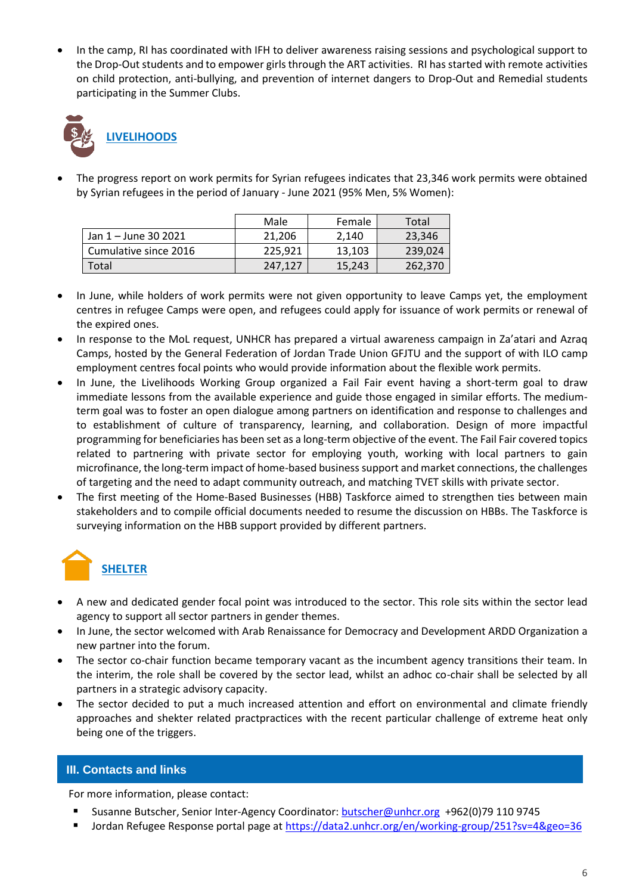- In the camp, RI has coordinated with IFH to deliver awareness raising sessions and psychological support to the Drop-Out students and to empower girls through the ART activities. RI has started with remote activities on child protection, anti-bullying, and prevention of internet dangers to Drop-Out and Remedial students participating in the Summer Clubs.

## LIVELIHOODS

- The progress report on work permits for Syrian refugees indicates that 23,346 work permits were obtained by Syrian refugees in the period of January - June 2021 (95% Men, 5% Women):

| | Male | Female | Total |
|---|---|---|---|
| Jan 1 – June 30 2021 | 21,206 | 2,140 | 23,346 |
| Cumulative since 2016 | 225,921 | 13,103 | 239,024 |
| Total | 247,127 | 15,243 | 262,370 |

- In June, while holders of work permits were not given opportunity to leave Camps yet, the employment centres in refugee Camps were open, and refugees could apply for issuance of work permits or renewal of the expired ones.
- In response to the MoL request, UNHCR has prepared a virtual awareness campaign in Za'atari and Azraq Camps, hosted by the General Federation of Jordan Trade Union GFJTU and the support of with ILO camp employment centres focal points who would provide information about the flexible work permits.
- In June, the Livelihoods Working Group organized a Fail Fair event having a short-term goal to draw immediate lessons from the available experience and guide those engaged in similar efforts. The medium-term goal was to foster an open dialogue among partners on identification and response to challenges and to establishment of culture of transparency, learning, and collaboration. Design of more impactful programming for beneficiaries has been set as a long-term objective of the event. The Fail Fair covered topics related to partnering with private sector for employing youth, working with local partners to gain microfinance, the long-term impact of home-based business support and market connections, the challenges of targeting and the need to adapt community outreach, and matching TVET skills with private sector.
- The first meeting of the Home-Based Businesses (HBB) Taskforce aimed to strengthen ties between main stakeholders and to compile official documents needed to resume the discussion on HBBs. The Taskforce is surveying information on the HBB support provided by different partners.

## SHELTER

- A new and dedicated gender focal point was introduced to the sector. This role sits within the sector lead agency to support all sector partners in gender themes.
- In June, the sector welcomed with Arab Renaissance for Democracy and Development ARDD Organization a new partner into the forum.
- The sector co-chair function became temporary vacant as the incumbent agency transitions their team. In the interim, the role shall be covered by the sector lead, whilst an adhoc co-chair shall be selected by all partners in a strategic advisory capacity.
- The sector decided to put a much increased attention and effort on environmental and climate friendly approaches and shekter related practpractices with the recent particular challenge of extreme heat only being one of the triggers.

## III. Contacts and links

For more information, please contact:

- Susanne Butscher, Senior Inter-Agency Coordinator: butscher@unhcr.org +962(0)79 110 9745
- Jordan Refugee Response portal page at https://data2.unhcr.org/en/working-group/251?sv=4&geo=36